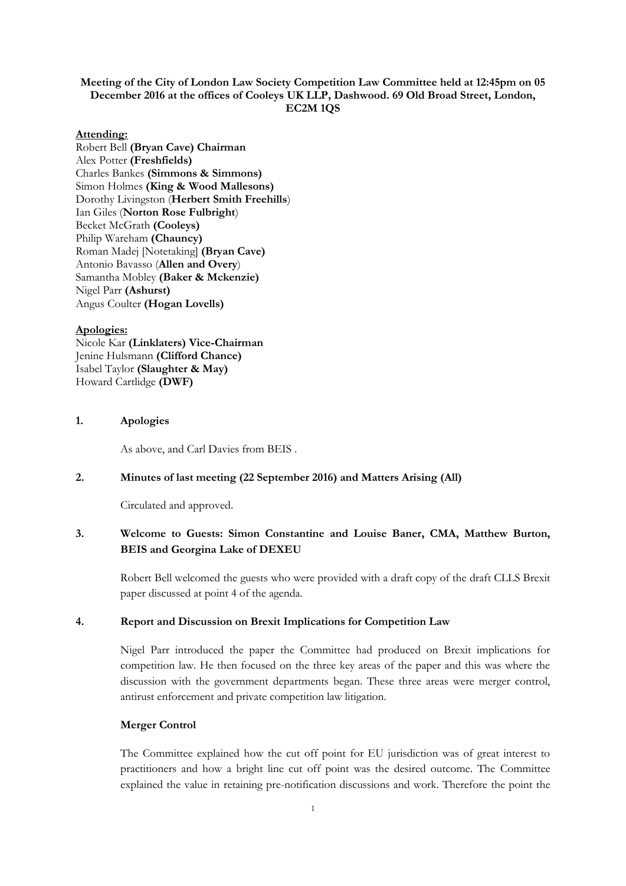**Meeting of the City of London Law Society Competition Law Committee held at 12:45pm on 05 December 2016 at the offices of Cooleys UK LLP, Dashwood. 69 Old Broad Street, London, EC2M 1QS**

**Attending:**

Robert Bell **(Bryan Cave) Chairman**
Alex Potter **(Freshfields)**
Charles Bankes **(Simmons & Simmons)**
Simon Holmes **(King & Wood Mallesons)**
Dorothy Livingston (**Herbert Smith Freehills**)
Ian Giles (**Norton Rose Fulbright**)
Becket McGrath **(Cooleys)**
Philip Wareham **(Chauncy)**
Roman Madej [Notetaking] **(Bryan Cave)**
Antonio Bavasso (**Allen and Overy**)
Samantha Mobley **(Baker & Mckenzie)**
Nigel Parr **(Ashurst)**
Angus Coulter **(Hogan Lovells)**

**Apologies:**

Nicole Kar **(Linklaters) Vice-Chairman**
Jenine Hulsmann **(Clifford Chance)**
Isabel Taylor **(Slaughter & May)**
Howard Cartlidge **(DWF)**

**1. Apologies**

As above, and Carl Davies from BEIS .

**2. Minutes of last meeting (22 September 2016) and Matters Arising (All)**

Circulated and approved.

**3. Welcome to Guests: Simon Constantine and Louise Baner, CMA, Matthew Burton, BEIS and Georgina Lake of DEXEU**

Robert Bell welcomed the guests who were provided with a draft copy of the draft CLLS Brexit paper discussed at point 4 of the agenda.

**4. Report and Discussion on Brexit Implications for Competition Law**

Nigel Parr introduced the paper the Committee had produced on Brexit implications for competition law. He then focused on the three key areas of the paper and this was where the discussion with the government departments began. These three areas were merger control, antirust enforcement and private competition law litigation.

**Merger Control**

The Committee explained how the cut off point for EU jurisdiction was of great interest to practitioners and how a bright line cut off point was the desired outcome. The Committee explained the value in retaining pre-notification discussions and work. Therefore the point the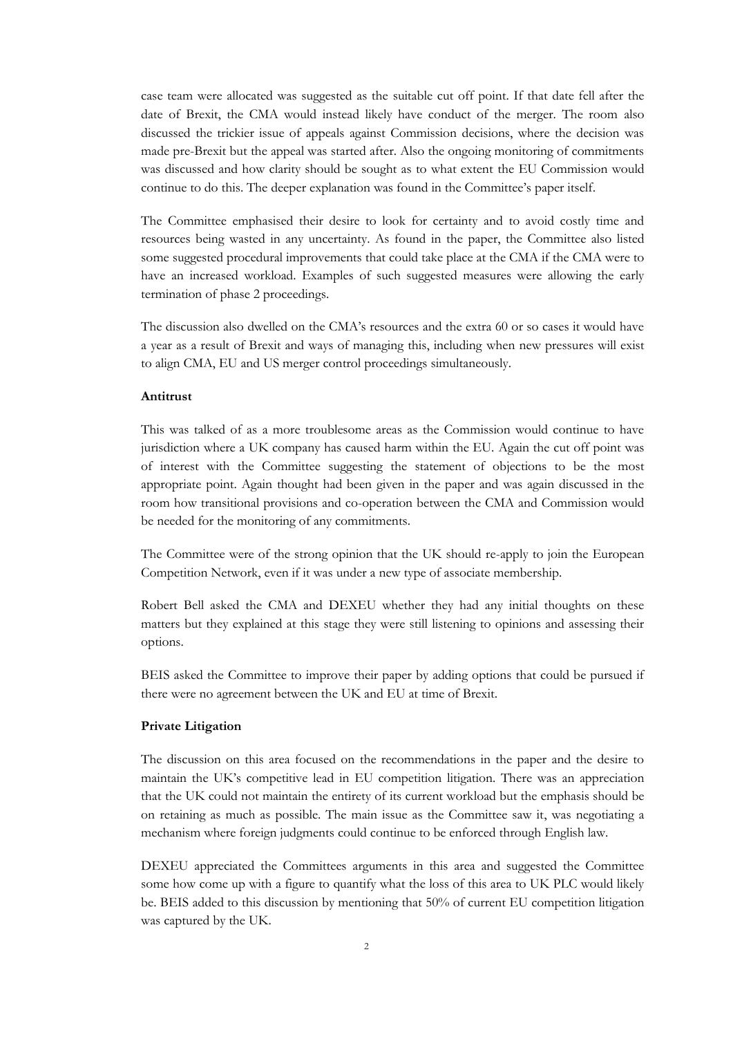case team were allocated was suggested as the suitable cut off point. If that date fell after the date of Brexit, the CMA would instead likely have conduct of the merger. The room also discussed the trickier issue of appeals against Commission decisions, where the decision was made pre-Brexit but the appeal was started after. Also the ongoing monitoring of commitments was discussed and how clarity should be sought as to what extent the EU Commission would continue to do this. The deeper explanation was found in the Committee's paper itself.

The Committee emphasised their desire to look for certainty and to avoid costly time and resources being wasted in any uncertainty. As found in the paper, the Committee also listed some suggested procedural improvements that could take place at the CMA if the CMA were to have an increased workload. Examples of such suggested measures were allowing the early termination of phase 2 proceedings.

The discussion also dwelled on the CMA's resources and the extra 60 or so cases it would have a year as a result of Brexit and ways of managing this, including when new pressures will exist to align CMA, EU and US merger control proceedings simultaneously.

**Antitrust**

This was talked of as a more troublesome areas as the Commission would continue to have jurisdiction where a UK company has caused harm within the EU. Again the cut off point was of interest with the Committee suggesting the statement of objections to be the most appropriate point. Again thought had been given in the paper and was again discussed in the room how transitional provisions and co-operation between the CMA and Commission would be needed for the monitoring of any commitments.

The Committee were of the strong opinion that the UK should re-apply to join the European Competition Network, even if it was under a new type of associate membership.

Robert Bell asked the CMA and DEXEU whether they had any initial thoughts on these matters but they explained at this stage they were still listening to opinions and assessing their options.

BEIS asked the Committee to improve their paper by adding options that could be pursued if there were no agreement between the UK and EU at time of Brexit.

**Private Litigation**

The discussion on this area focused on the recommendations in the paper and the desire to maintain the UK's competitive lead in EU competition litigation. There was an appreciation that the UK could not maintain the entirety of its current workload but the emphasis should be on retaining as much as possible. The main issue as the Committee saw it, was negotiating a mechanism where foreign judgments could continue to be enforced through English law.

DEXEU appreciated the Committees arguments in this area and suggested the Committee some how come up with a figure to quantify what the loss of this area to UK PLC would likely be. BEIS added to this discussion by mentioning that 50% of current EU competition litigation was captured by the UK.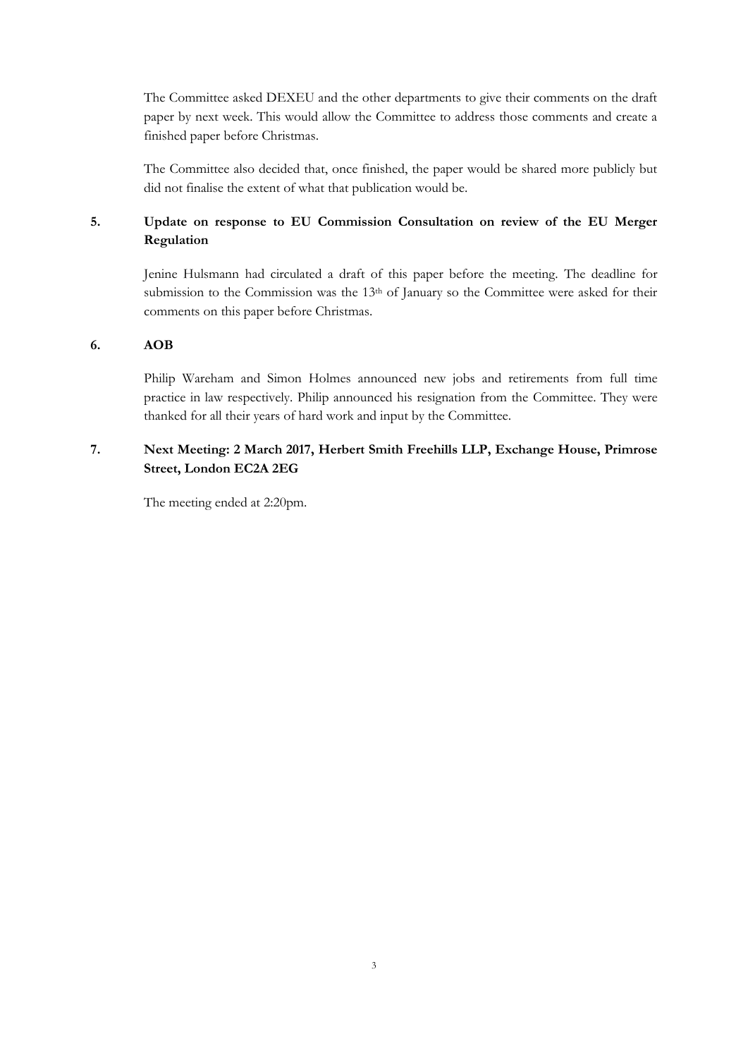The Committee asked DEXEU and the other departments to give their comments on the draft paper by next week. This would allow the Committee to address those comments and create a finished paper before Christmas.

The Committee also decided that, once finished, the paper would be shared more publicly but did not finalise the extent of what that publication would be.

**5. Update on response to EU Commission Consultation on review of the EU Merger Regulation**

Jenine Hulsmann had circulated a draft of this paper before the meeting. The deadline for submission to the Commission was the 13th of January so the Committee were asked for their comments on this paper before Christmas.

**6. AOB**

Philip Wareham and Simon Holmes announced new jobs and retirements from full time practice in law respectively. Philip announced his resignation from the Committee. They were thanked for all their years of hard work and input by the Committee.

**7. Next Meeting: 2 March 2017, Herbert Smith Freehills LLP, Exchange House, Primrose Street, London EC2A 2EG**

The meeting ended at 2:20pm.